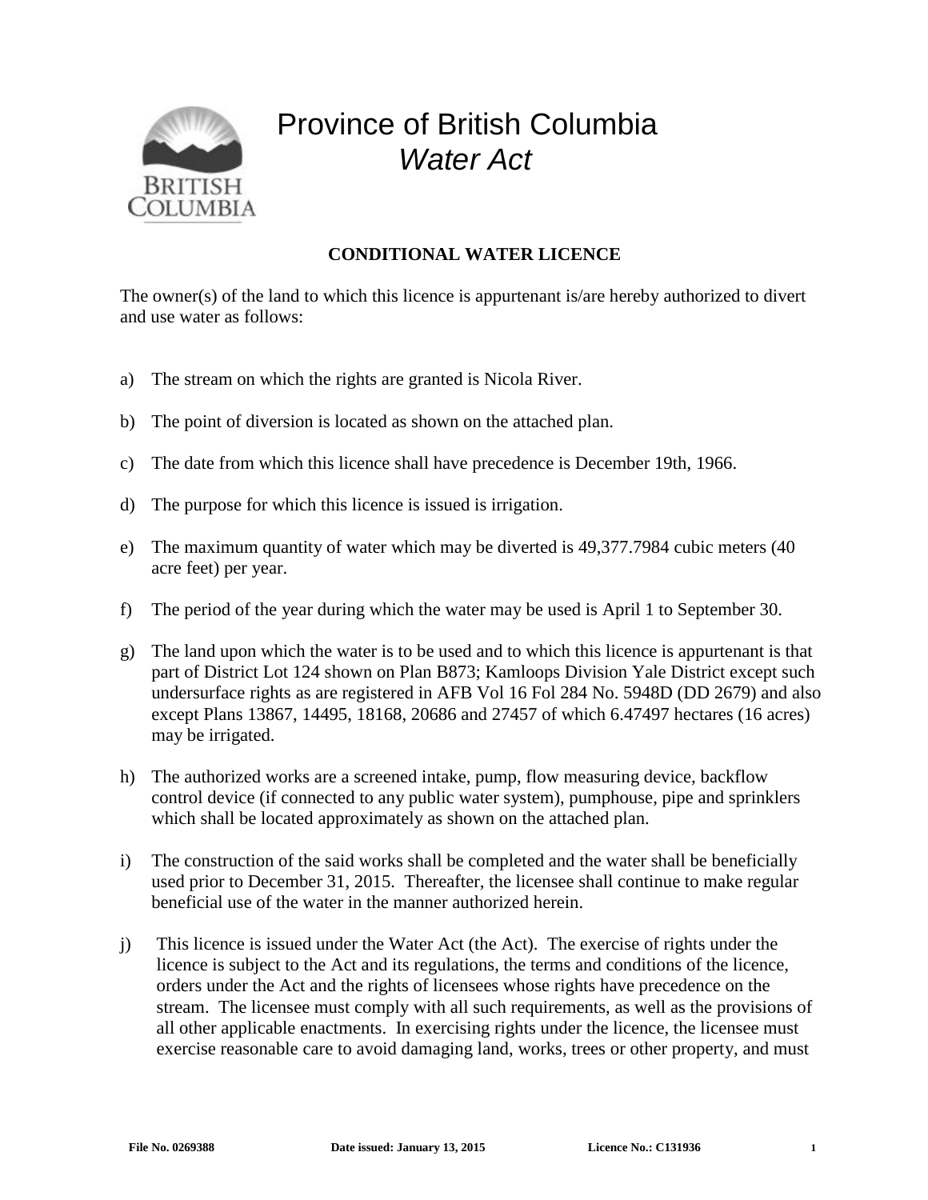# Province of British Columbia

## *Water Act*

**CONDITIONAL WATER LICENCE**

The owner(s) of the land to which this licence is appurtenant is/are hereby authorized to divert and use water as follows:

a) The stream on which the rights are granted is Nicola River.

b) The point of diversion is located as shown on the attached plan.

c) The date from which this licence shall have precedence is December 19th, 1966.

d) The purpose for which this licence is issued is irrigation.

e) The maximum quantity of water which may be diverted is 49,377.7984 cubic meters (40 acre feet) per year.

f) The period of the year during which the water may be used is April 1 to September 30.

g) The land upon which the water is to be used and to which this licence is appurtenant is that part of District Lot 124 shown on Plan B873; Kamloops Division Yale District except such undersurface rights as are registered in AFB Vol 16 Fol 284 No. 5948D (DD 2679) and also except Plans 13867, 14495, 18168, 20686 and 27457 of which 6.47497 hectares (16 acres) may be irrigated.

h) The authorized works are a screened intake, pump, flow measuring device, backflow control device (if connected to any public water system), pumphouse, pipe and sprinklers which shall be located approximately as shown on the attached plan.

i) The construction of the said works shall be completed and the water shall be beneficially used prior to December 31, 2015. Thereafter, the licensee shall continue to make regular beneficial use of the water in the manner authorized herein.

j) This licence is issued under the Water Act (the Act). The exercise of rights under the licence is subject to the Act and its regulations, the terms and conditions of the licence, orders under the Act and the rights of licensees whose rights have precedence on the stream. The licensee must comply with all such requirements, as well as the provisions of all other applicable enactments. In exercising rights under the licence, the licensee must exercise reasonable care to avoid damaging land, works, trees or other property, and must

**File No. 0269388** **Date issued: January 13, 2015** **Licence No.: C131936**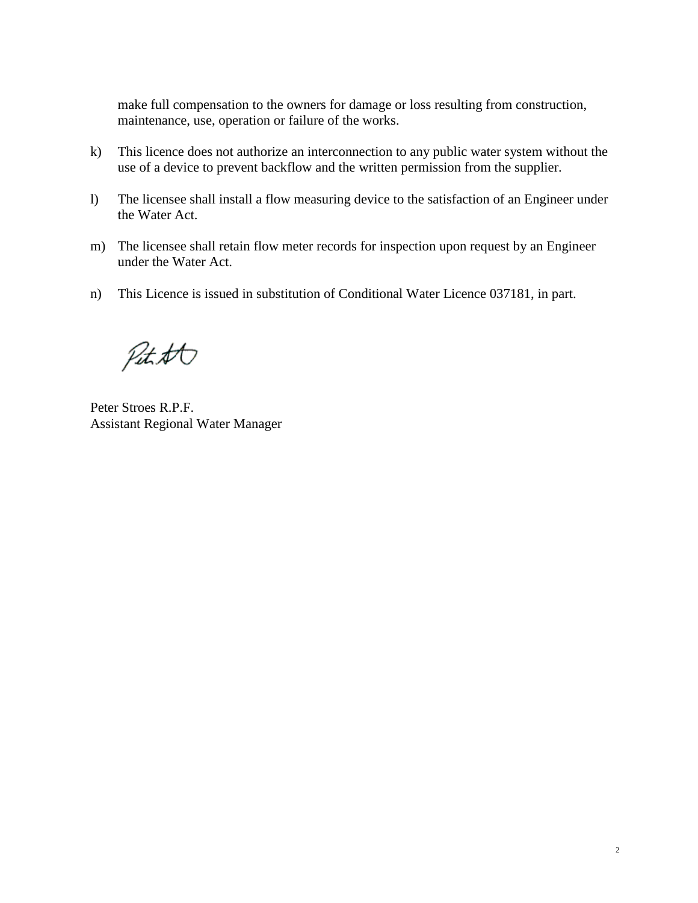make full compensation to the owners for damage or loss resulting from construction, maintenance, use, operation or failure of the works.

k) This licence does not authorize an interconnection to any public water system without the use of a device to prevent backflow and the written permission from the supplier.

l) The licensee shall install a flow measuring device to the satisfaction of an Engineer under the Water Act.

m) The licensee shall retain flow meter records for inspection upon request by an Engineer under the Water Act.

n) This Licence is issued in substitution of Conditional Water Licence 037181, in part.

Peter Stroes R.P.F.
Assistant Regional Water Manager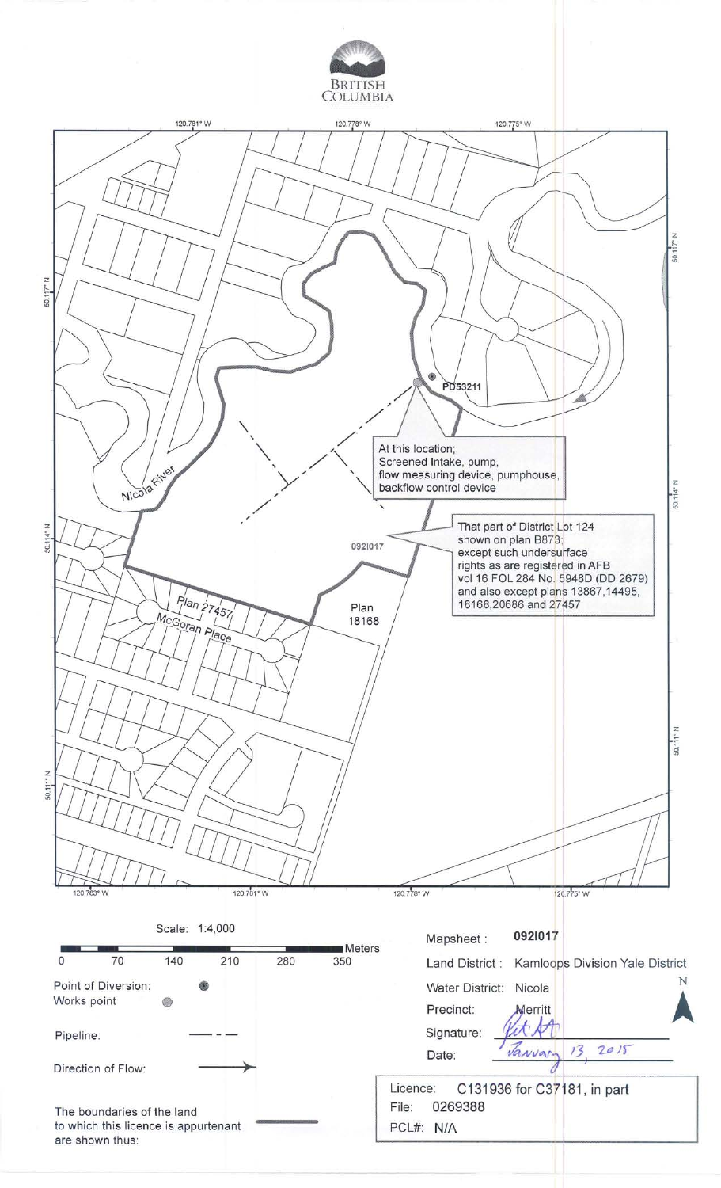BRITISH COLUMBIA

120.781° W
120.778° W
120.775° W

50.117° N
50.114° N
50.111° N

Nicola River

PD53211

At this location;
Screened Intake, pump, flow measuring device, pumphouse, backflow control device

That part of District Lot 124 shown on plan B873, except such undersurface rights as are registered in AFB vol 16 FOL 284 No. 5948D (DD 2679) and also except plans 13867,14495, 18168,20686 and 27457

092I017

Plan 27457

McGoran Place

Plan 18168

120.783° W
120.781° W
120.778° W
120.775° W

Scale: 1:4,000

0 70 140 210 280 350 Meters

Point of Diversion:

Works point

Pipeline:

Direction of Flow:

The boundaries of the land to which this licence is appurtenant are shown thus:

Mapsheet: 092I017

Land District: Kamloops Division Yale District

Water District: Nicola

Precinct: Merritt

Signature:

Date: January 13, 2015

N

Licence: C131936 for C37181, in part

File: 0269388

PCL#: N/A